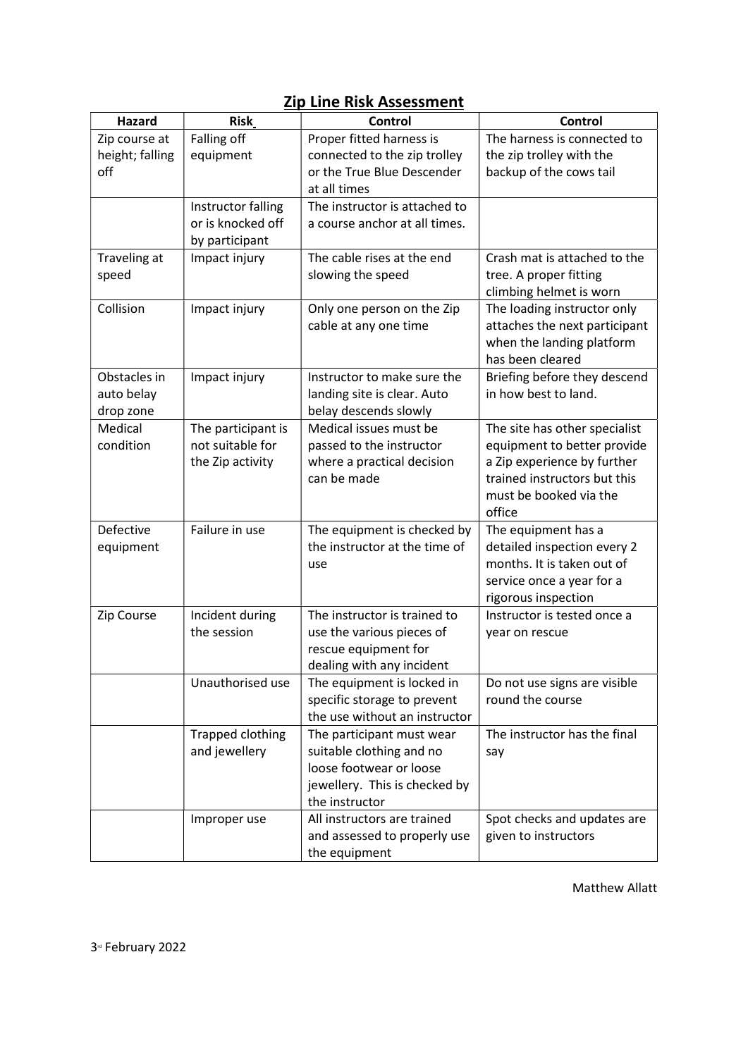# Zip Line Risk Assessment

| Hazard | Risk | Control | Control |
|---|---|---|---|
| Zip course at height; falling off | Falling off equipment | Proper fitted harness is connected to the zip trolley or the True Blue Descender at all times | The harness is connected to the zip trolley with the backup of the cows tail |
| | Instructor falling or is knocked off by participant | The instructor is attached to a course anchor at all times. | |
| Traveling at speed | Impact injury | The cable rises at the end slowing the speed | Crash mat is attached to the tree. A proper fitting climbing helmet is worn |
| Collision | Impact injury | Only one person on the Zip cable at any one time | The loading instructor only attaches the next participant when the landing platform has been cleared |
| Obstacles in auto belay drop zone | Impact injury | Instructor to make sure the landing site is clear. Auto belay descends slowly | Briefing before they descend in how best to land. |
| Medical condition | The participant is not suitable for the Zip activity | Medical issues must be passed to the instructor where a practical decision can be made | The site has other specialist equipment to better provide a Zip experience by further trained instructors but this must be booked via the office |
| Defective equipment | Failure in use | The equipment is checked by the instructor at the time of use | The equipment has a detailed inspection every 2 months. It is taken out of service once a year for a rigorous inspection |
| Zip Course | Incident during the session | The instructor is trained to use the various pieces of rescue equipment for dealing with any incident | Instructor is tested once a year on rescue |
| | Unauthorised use | The equipment is locked in specific storage to prevent the use without an instructor | Do not use signs are visible round the course |
| | Trapped clothing and jewellery | The participant must wear suitable clothing and no loose footwear or loose jewellery. This is checked by the instructor | The instructor has the final say |
| | Improper use | All instructors are trained and assessed to properly use the equipment | Spot checks and updates are given to instructors |

Matthew Allatt

3rd February 2022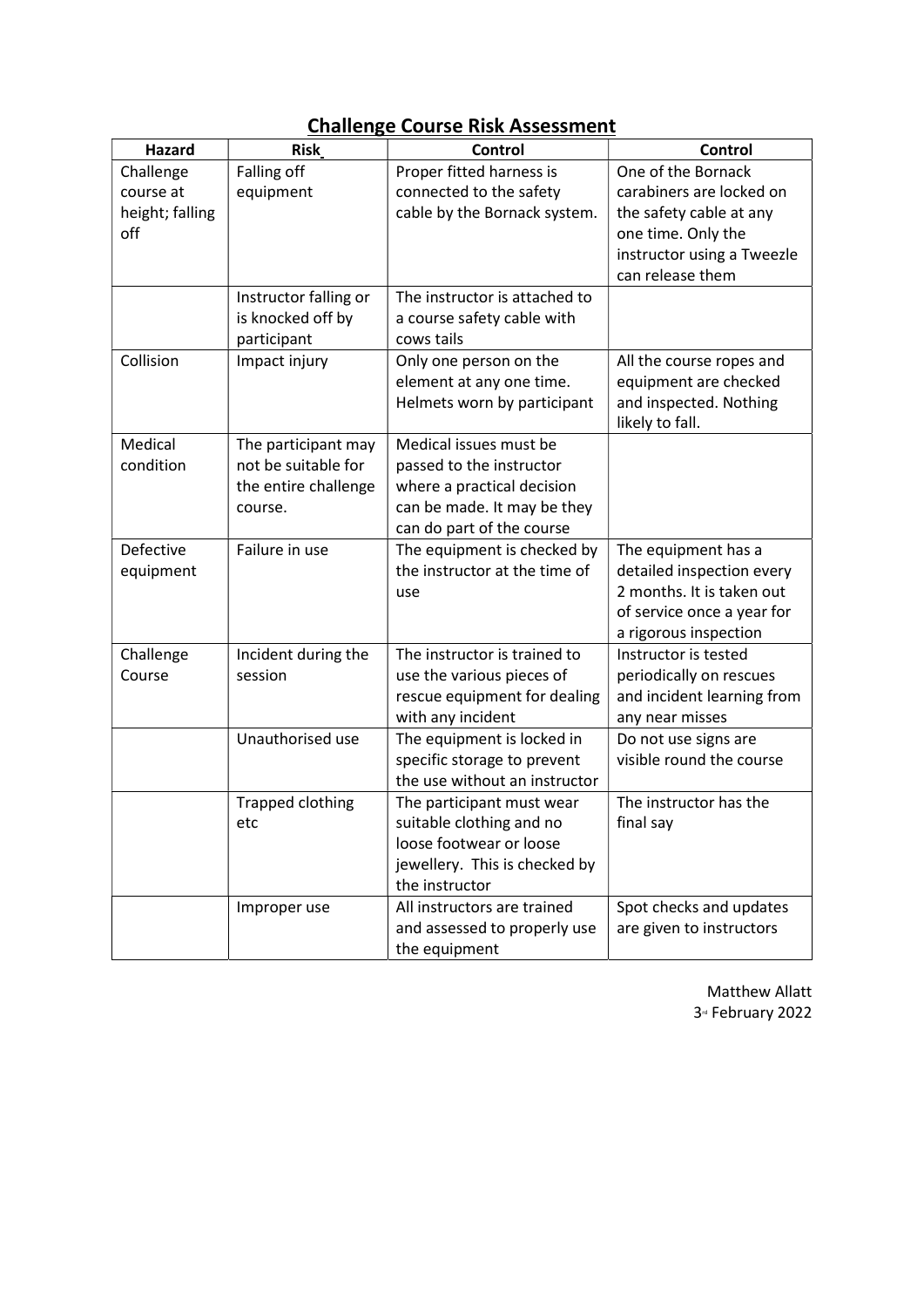# Challenge Course Risk Assessment

| Hazard | Risk | Control | Control |
|---|---|---|---|
| Challenge course at height; falling off | Falling off equipment | Proper fitted harness is connected to the safety cable by the Bornack system. | One of the Bornack carabiners are locked on the safety cable at any one time. Only the instructor using a Tweezle can release them |
| | Instructor falling or is knocked off by participant | The instructor is attached to a course safety cable with cows tails | |
| Collision | Impact injury | Only one person on the element at any one time. Helmets worn by participant | All the course ropes and equipment are checked and inspected. Nothing likely to fall. |
| Medical condition | The participant may not be suitable for the entire challenge course. | Medical issues must be passed to the instructor where a practical decision can be made. It may be they can do part of the course | |
| Defective equipment | Failure in use | The equipment is checked by the instructor at the time of use | The equipment has a detailed inspection every 2 months. It is taken out of service once a year for a rigorous inspection |
| Challenge Course | Incident during the session | The instructor is trained to use the various pieces of rescue equipment for dealing with any incident | Instructor is tested periodically on rescues and incident learning from any near misses |
| | Unauthorised use | The equipment is locked in specific storage to prevent the use without an instructor | Do not use signs are visible round the course |
| | Trapped clothing etc | The participant must wear suitable clothing and no loose footwear or loose jewellery. This is checked by the instructor | The instructor has the final say |
| | Improper use | All instructors are trained and assessed to properly use the equipment | Spot checks and updates are given to instructors |

Matthew Allatt
3rd February 2022